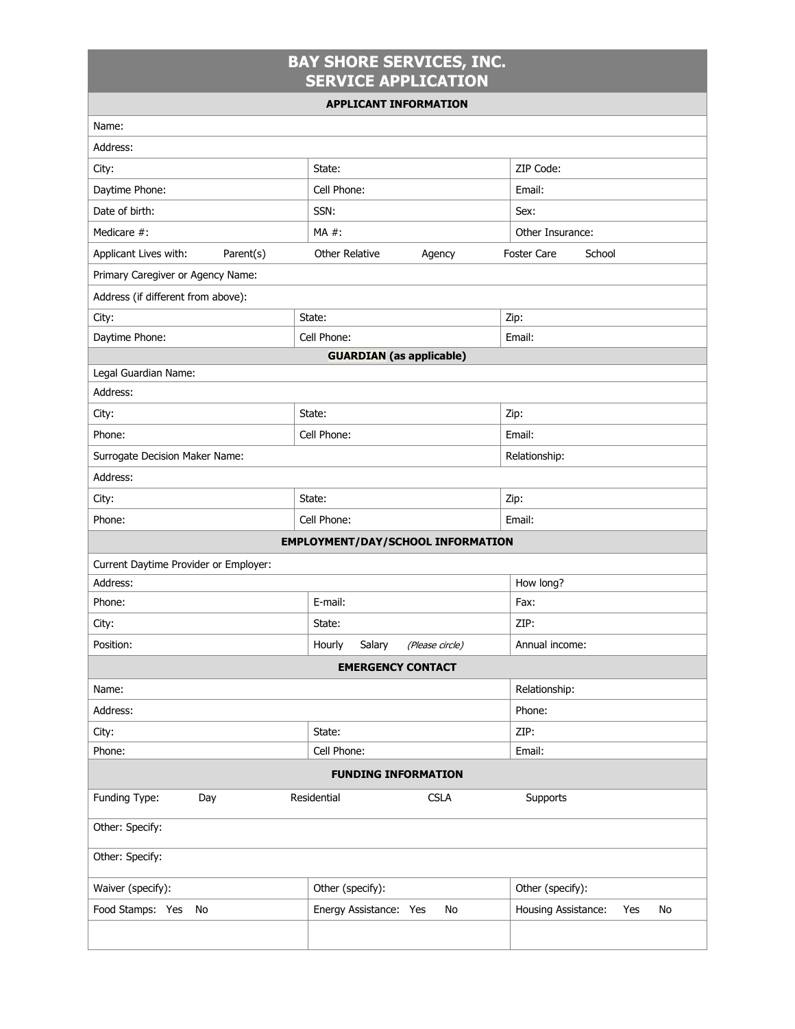# BAY SHORE SERVICES, INC.
# SERVICE APPLICATION

## APPLICANT INFORMATION

| | | |
|---|---|---|
| Name: | | |
| Address: | | |
| City: | State: | ZIP Code: |
| Daytime Phone: | Cell Phone: | Email: |
| Date of birth: | SSN: | Sex: |
| Medicare #: | MA #: | Other Insurance: |
| Applicant Lives with: Parent(s) | Other Relative Agency | Foster Care School |
| Primary Caregiver or Agency Name: | | |
| Address (if different from above): | | |
| City: | State: | Zip: |
| Daytime Phone: | Cell Phone: | Email: |

## GUARDIAN (as applicable)

| | | |
|---|---|---|
| Legal Guardian Name: | | |
| Address: | | |
| City: | State: | Zip: |
| Phone: | Cell Phone: | Email: |
| Surrogate Decision Maker Name: | | Relationship: |
| Address: | | |
| City: | State: | Zip: |
| Phone: | Cell Phone: | Email: |

## EMPLOYMENT/DAY/SCHOOL INFORMATION

| | | |
|---|---|---|
| Current Daytime Provider or Employer: | | |
| Address: | | How long? |
| Phone: | E-mail: | Fax: |
| City: | State: | ZIP: |
| Position: | Hourly Salary *(Please circle)* | Annual income: |

## EMERGENCY CONTACT

| | | |
|---|---|---|
| Name: | | Relationship: |
| Address: | | Phone: |
| City: | State: | ZIP: |
| Phone: | Cell Phone: | Email: |

## FUNDING INFORMATION

| | | |
|---|---|---|
| Funding Type: Day | Residential CSLA | Supports |
| Other: Specify: | | |
| Other: Specify: | | |
| Waiver (specify): | Other (specify): | Other (specify): |
| Food Stamps: Yes No | Energy Assistance: Yes No | Housing Assistance: Yes No |
| | | |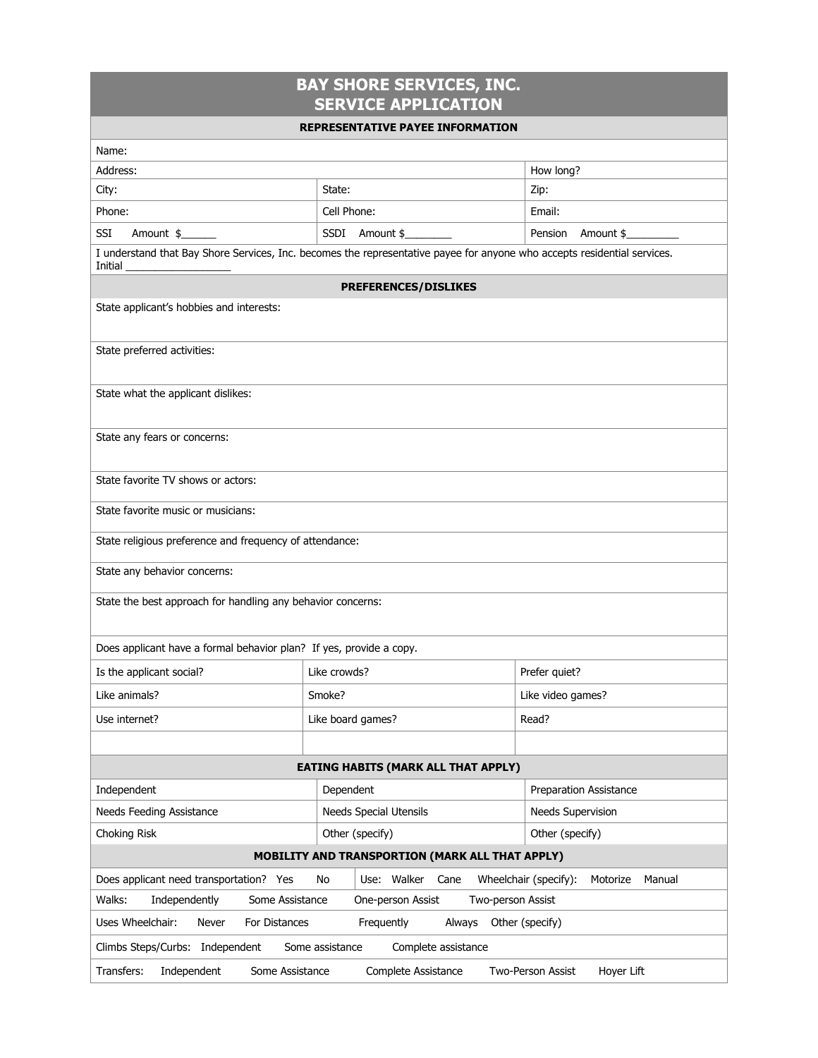# BAY SHORE SERVICES, INC.
# SERVICE APPLICATION

## REPRESENTATIVE PAYEE INFORMATION

| | | |
|---|---|---|
| Name: | | |
| Address: | | How long? |
| City: | State: | Zip: |
| Phone: | Cell Phone: | Email: |
| SSI Amount $______ | SSDI Amount $________ | Pension Amount $_________ |

I understand that Bay Shore Services, Inc. becomes the representative payee for anyone who accepts residential services.
Initial __________________

## PREFERENCES/DISLIKES

State applicant's hobbies and interests:

State preferred activities:

State what the applicant dislikes:

State any fears or concerns:

State favorite TV shows or actors:

State favorite music or musicians:

State religious preference and frequency of attendance:

State any behavior concerns:

State the best approach for handling any behavior concerns:

Does applicant have a formal behavior plan? If yes, provide a copy.

| | | |
|---|---|---|
| Is the applicant social? | Like crowds? | Prefer quiet? |
| Like animals? | Smoke? | Like video games? |
| Use internet? | Like board games? | Read? |
| | | |

## EATING HABITS (MARK ALL THAT APPLY)

| | | |
|---|---|---|
| Independent | Dependent | Preparation Assistance |
| Needs Feeding Assistance | Needs Special Utensils | Needs Supervision |
| Choking Risk | Other (specify) | Other (specify) |

## MOBILITY AND TRANSPORTION (MARK ALL THAT APPLY)

Does applicant need transportation? Yes No | Use: Walker Cane Wheelchair (specify): Motorize Manual

Walks: Independently Some Assistance One-person Assist Two-person Assist

Uses Wheelchair: Never For Distances Frequently Always Other (specify)

Climbs Steps/Curbs: Independent Some assistance Complete assistance

Transfers: Independent Some Assistance Complete Assistance Two-Person Assist Hoyer Lift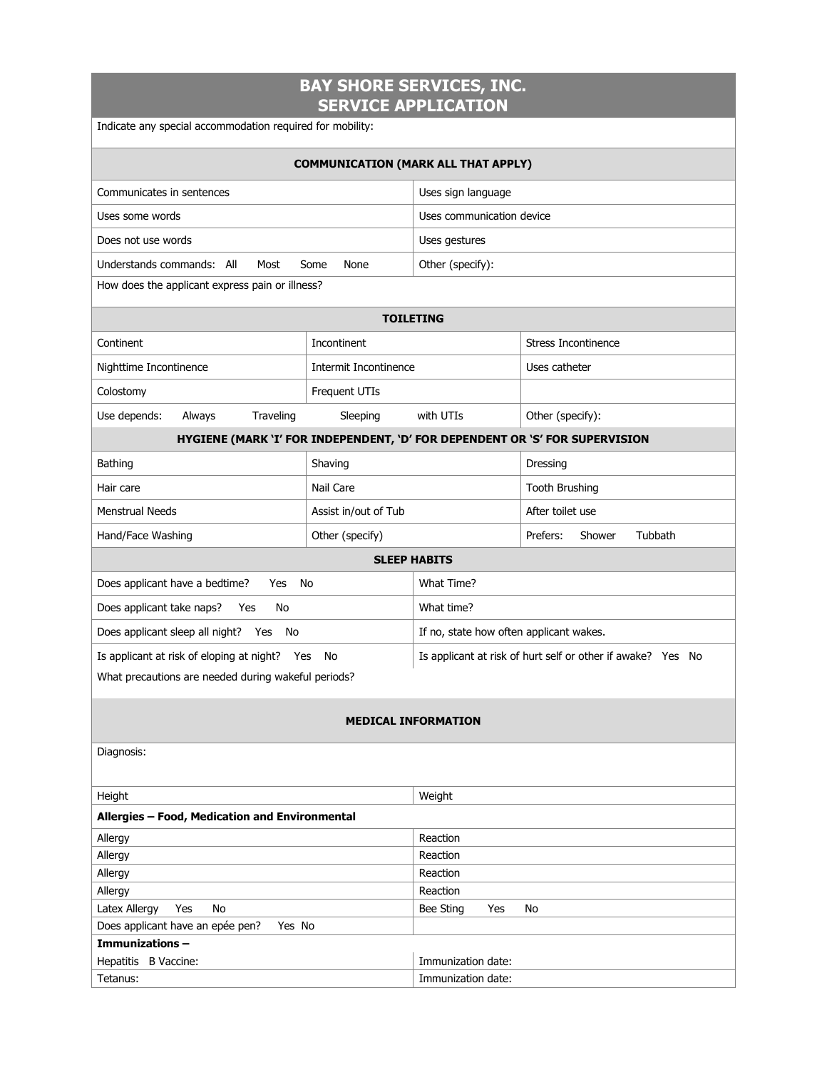# BAY SHORE SERVICES, INC.
# SERVICE APPLICATION

Indicate any special accommodation required for mobility:

| COMMUNICATION (MARK ALL THAT APPLY) | |
|---|---|
| Communicates in sentences | Uses sign language |
| Uses some words | Uses communication device |
| Does not use words | Uses gestures |
| Understands commands: All Most Some None | Other (specify): |
| How does the applicant express pain or illness? | |

| TOILETING | | |
|---|---|---|
| Continent | Incontinent | Stress Incontinence |
| Nighttime Incontinence | Intermit Incontinence | Uses catheter |
| Colostomy | Frequent UTIs | |
| Use depends: Always Traveling | Sleeping with UTIs | Other (specify): |

| HYGIENE (MARK 'I' FOR INDEPENDENT, 'D' FOR DEPENDENT OR 'S' FOR SUPERVISION | | |
|---|---|---|
| Bathing | Shaving | Dressing |
| Hair care | Nail Care | Tooth Brushing |
| Menstrual Needs | Assist in/out of Tub | After toilet use |
| Hand/Face Washing | Other (specify) | Prefers: Shower Tubbath |

| SLEEP HABITS | |
|---|---|
| Does applicant have a bedtime? Yes No | What Time? |
| Does applicant take naps? Yes No | What time? |
| Does applicant sleep all night? Yes No | If no, state how often applicant wakes. |
| Is applicant at risk of eloping at night? Yes No | Is applicant at risk of hurt self or other if awake? Yes No |
| What precautions are needed during wakeful periods? | |

| MEDICAL INFORMATION | |
|---|---|
| Diagnosis: | |
| Height | Weight |
| **Allergies – Food, Medication and Environmental** | |
| Allergy | Reaction |
| Allergy | Reaction |
| Allergy | Reaction |
| Allergy | Reaction |
| Latex Allergy Yes No | Bee Sting Yes No |
| Does applicant have an epée pen? Yes No | |
| **Immunizations –** | |
| Hepatitis B Vaccine: | Immunization date: |
| Tetanus: | Immunization date: |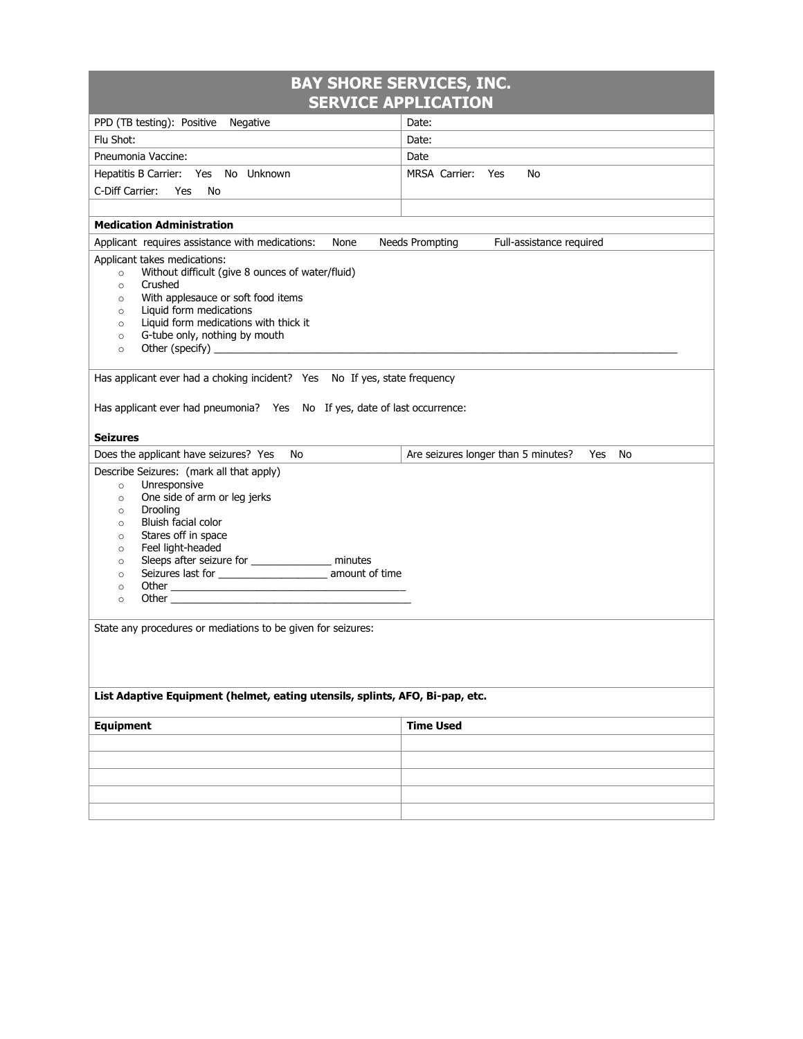# BAY SHORE SERVICES, INC.
## SERVICE APPLICATION

| | |
|---|---|
| PPD (TB testing): Positive Negative | Date: |
| Flu Shot: | Date: |
| Pneumonia Vaccine: | Date |
| Hepatitis B Carrier: Yes No Unknown<br>C-Diff Carrier: Yes No | MRSA Carrier: Yes No |
| | |

**Medication Administration**

Applicant requires assistance with medications: None Needs Prompting Full-assistance required

Applicant takes medications:

- Without difficult (give 8 ounces of water/fluid)
- Crushed
- With applesauce or soft food items
- Liquid form medications
- Liquid form medications with thick it
- G-tube only, nothing by mouth
- Other (specify) ____________________________________________________________________________

Has applicant ever had a choking incident? Yes No If yes, state frequency

Has applicant ever had pneumonia? Yes No If yes, date of last occurrence:

**Seizures**

| | |
|---|---|
| Does the applicant have seizures? Yes No | Are seizures longer than 5 minutes? Yes No |

Describe Seizures: (mark all that apply)

- Unresponsive
- One side of arm or leg jerks
- Drooling
- Bluish facial color
- Stares off in space
- Feel light-headed
- Sleeps after seizure for ______________ minutes
- Seizures last for ___________________ amount of time
- Other _________________________________________
- Other __________________________________________

State any procedures or mediations to be given for seizures:

**List Adaptive Equipment (helmet, eating utensils, splints, AFO, Bi-pap, etc.**

| **Equipment** | **Time Used** |
|---|---|
| | |
| | |
| | |
| | |
| | |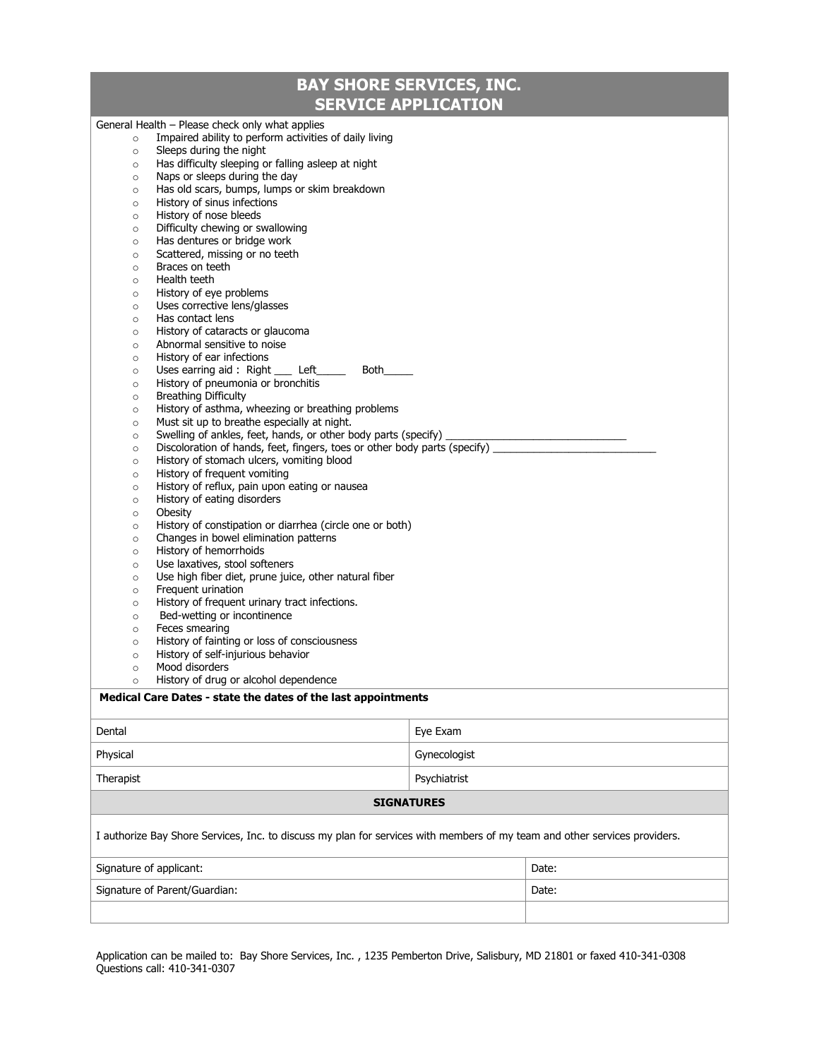# BAY SHORE SERVICES, INC.
# SERVICE APPLICATION

General Health – Please check only what applies

- Impaired ability to perform activities of daily living
- Sleeps during the night
- Has difficulty sleeping or falling asleep at night
- Naps or sleeps during the day
- Has old scars, bumps, lumps or skim breakdown
- History of sinus infections
- History of nose bleeds
- Difficulty chewing or swallowing
- Has dentures or bridge work
- Scattered, missing or no teeth
- Braces on teeth
- Health teeth
- History of eye problems
- Uses corrective lens/glasses
- Has contact lens
- History of cataracts or glaucoma
- Abnormal sensitive to noise
- History of ear infections
- Uses earring aid : Right ___ Left_____ Both_____
- History of pneumonia or bronchitis
- Breathing Difficulty
- History of asthma, wheezing or breathing problems
- Must sit up to breathe especially at night.
- Swelling of ankles, feet, hands, or other body parts (specify) ________________________________
- Discoloration of hands, feet, fingers, toes or other body parts (specify) _____________________________
- History of stomach ulcers, vomiting blood
- History of frequent vomiting
- History of reflux, pain upon eating or nausea
- History of eating disorders
- Obesity
- History of constipation or diarrhea (circle one or both)
- Changes in bowel elimination patterns
- History of hemorrhoids
- Use laxatives, stool softeners
- Use high fiber diet, prune juice, other natural fiber
- Frequent urination
- History of frequent urinary tract infections.
- Bed-wetting or incontinence
- Feces smearing
- History of fainting or loss of consciousness
- History of self-injurious behavior
- Mood disorders
- History of drug or alcohol dependence

**Medical Care Dates - state the dates of the last appointments**

| | |
|---|---|
| Dental | Eye Exam |
| Physical | Gynecologist |
| Therapist | Psychiatrist |

**SIGNATURES**

I authorize Bay Shore Services, Inc. to discuss my plan for services with members of my team and other services providers.

| | |
|---|---|
| Signature of applicant: | Date: |
| Signature of Parent/Guardian: | Date: |
| | |

Application can be mailed to: Bay Shore Services, Inc. , 1235 Pemberton Drive, Salisbury, MD 21801 or faxed 410-341-0308
Questions call: 410-341-0307